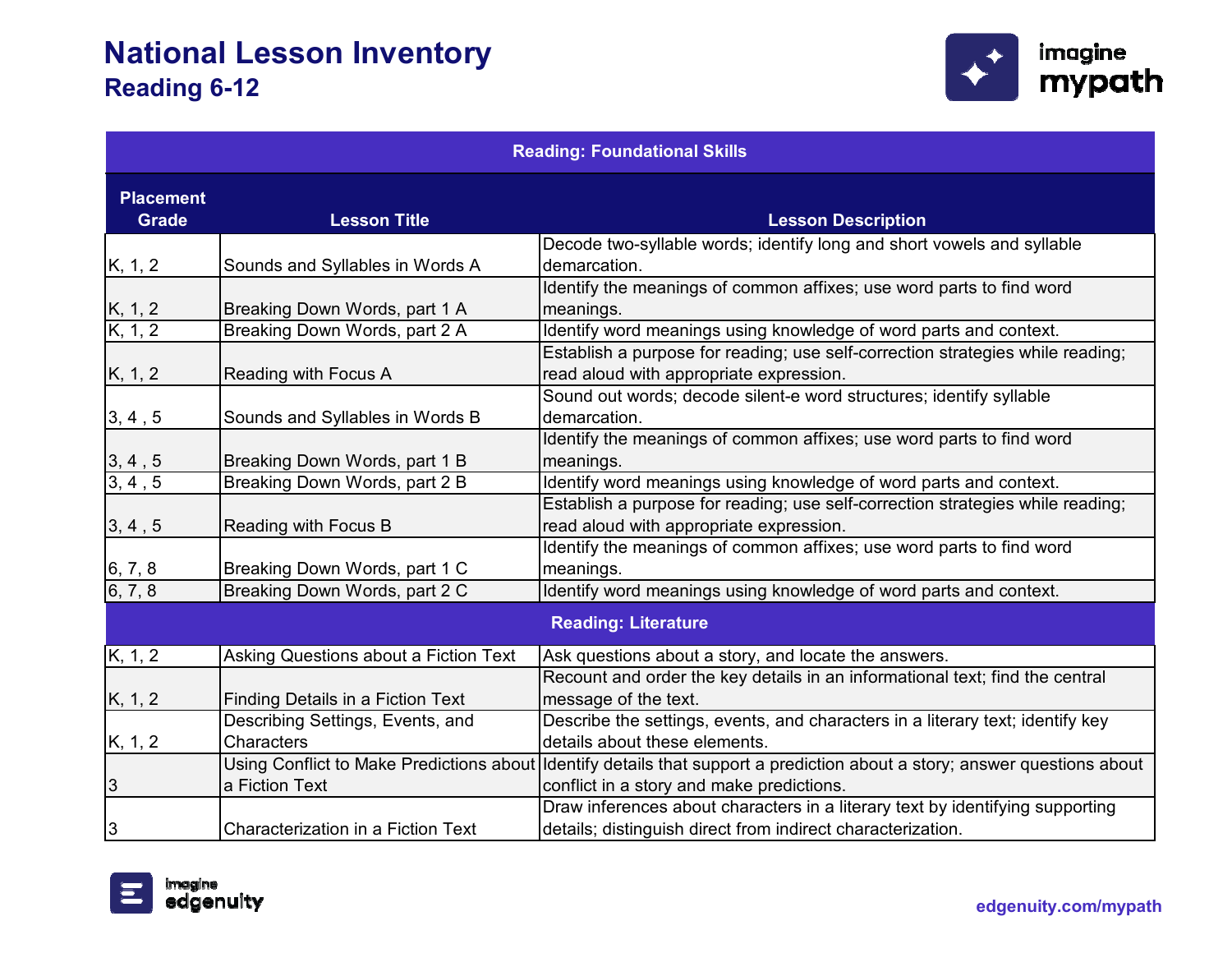# National Lesson Inventory

## Reading 6-12

| Placement Grade | Lesson Title | Lesson Description |
|---|---|---|
| **Reading: Foundational Skills** | | |
| K, 1, 2 | Sounds and Syllables in Words A | Decode two-syllable words; identify long and short vowels and syllable demarcation. |
| K, 1, 2 | Breaking Down Words, part 1 A | Identify the meanings of common affixes; use word parts to find word meanings. |
| K, 1, 2 | Breaking Down Words, part 2 A | Identify word meanings using knowledge of word parts and context. |
| K, 1, 2 | Reading with Focus A | Establish a purpose for reading; use self-correction strategies while reading; read aloud with appropriate expression. |
| 3, 4 , 5 | Sounds and Syllables in Words B | Sound out words; decode silent-e word structures; identify syllable demarcation. |
| 3, 4 , 5 | Breaking Down Words, part 1 B | Identify the meanings of common affixes; use word parts to find word meanings. |
| 3, 4 , 5 | Breaking Down Words, part 2 B | Identify word meanings using knowledge of word parts and context. |
| 3, 4 , 5 | Reading with Focus B | Establish a purpose for reading; use self-correction strategies while reading; read aloud with appropriate expression. |
| 6, 7, 8 | Breaking Down Words, part 1 C | Identify the meanings of common affixes; use word parts to find word meanings. |
| 6, 7, 8 | Breaking Down Words, part 2 C | Identify word meanings using knowledge of word parts and context. |
| **Reading: Literature** | | |
| K, 1, 2 | Asking Questions about a Fiction Text | Ask questions about a story, and locate the answers. |
| K, 1, 2 | Finding Details in a Fiction Text | Recount and order the key details in an informational text; find the central message of the text. |
| K, 1, 2 | Describing Settings, Events, and Characters | Describe the settings, events, and characters in a literary text; identify key details about these elements. |
| 3 | Using Conflict to Make Predictions about a Fiction Text | Identify details that support a prediction about a story; answer questions about conflict in a story and make predictions. |
| 3 | Characterization in a Fiction Text | Draw inferences about characters in a literary text by identifying supporting details; distinguish direct from indirect characterization. |

edgenuity.com/mypath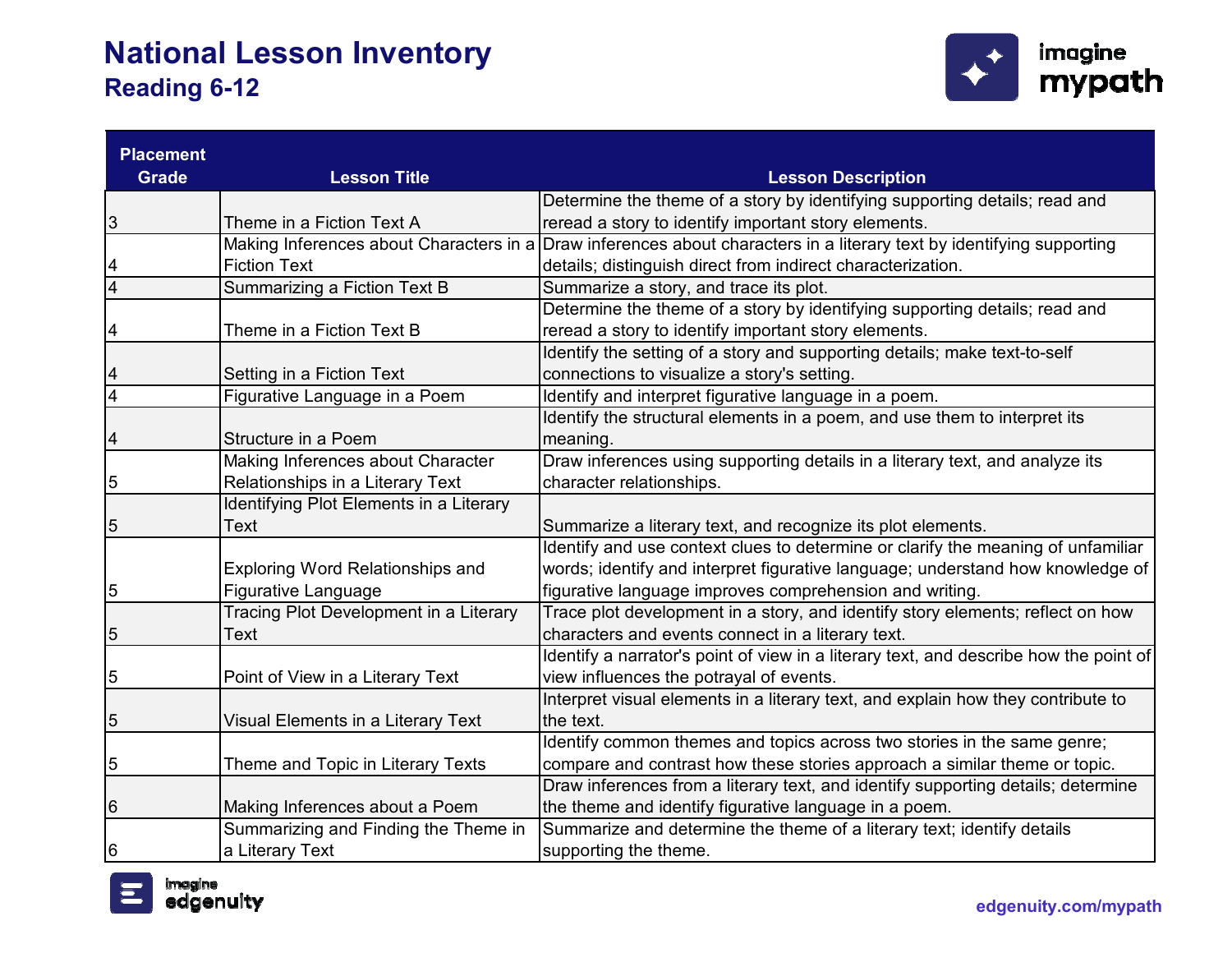# National Lesson Inventory

## Reading 6-12

| Placement Grade | Lesson Title | Lesson Description |
|---|---|---|
| 3 | Theme in a Fiction Text A | Determine the theme of a story by identifying supporting details; read and reread a story to identify important story elements. |
| 4 | Making Inferences about Characters in a Fiction Text | Draw inferences about characters in a literary text by identifying supporting details; distinguish direct from indirect characterization. |
| 4 | Summarizing a Fiction Text B | Summarize a story, and trace its plot. |
| 4 | Theme in a Fiction Text B | Determine the theme of a story by identifying supporting details; read and reread a story to identify important story elements. |
| 4 | Setting in a Fiction Text | Identify the setting of a story and supporting details; make text-to-self connections to visualize a story's setting. |
| 4 | Figurative Language in a Poem | Identify and interpret figurative language in a poem. |
| 4 | Structure in a Poem | Identify the structural elements in a poem, and use them to interpret its meaning. |
| 5 | Making Inferences about Character Relationships in a Literary Text | Draw inferences using supporting details in a literary text, and analyze its character relationships. |
| 5 | Identifying Plot Elements in a Literary Text | Summarize a literary text, and recognize its plot elements. |
| 5 | Exploring Word Relationships and Figurative Language | Identify and use context clues to determine or clarify the meaning of unfamiliar words; identify and interpret figurative language; understand how knowledge of figurative language improves comprehension and writing. |
| 5 | Tracing Plot Development in a Literary Text | Trace plot development in a story, and identify story elements; reflect on how characters and events connect in a literary text. |
| 5 | Point of View in a Literary Text | Identify a narrator's point of view in a literary text, and describe how the point of view influences the potrayal of events. |
| 5 | Visual Elements in a Literary Text | Interpret visual elements in a literary text, and explain how they contribute to the text. |
| 5 | Theme and Topic in Literary Texts | Identify common themes and topics across two stories in the same genre; compare and contrast how these stories approach a similar theme or topic. |
| 6 | Making Inferences about a Poem | Draw inferences from a literary text, and identify supporting details; determine the theme and identify figurative language in a poem. |
| 6 | Summarizing and Finding the Theme in a Literary Text | Summarize and determine the theme of a literary text; identify details supporting the theme. |

edgenuity.com/mypath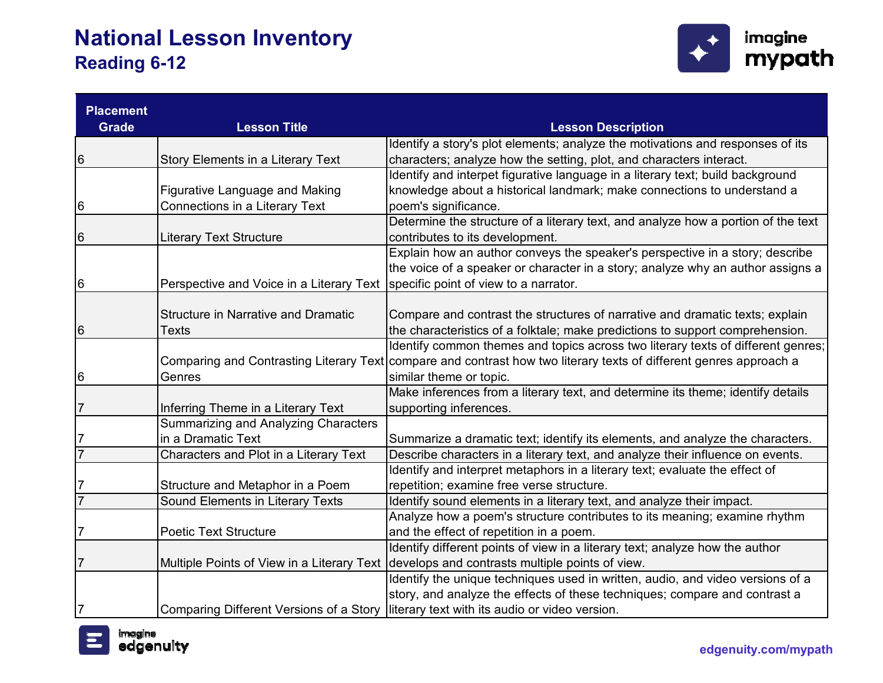# National Lesson Inventory
## Reading 6-12

| Placement Grade | Lesson Title | Lesson Description |
|---|---|---|
| 6 | Story Elements in a Literary Text | Identify a story's plot elements; analyze the motivations and responses of its characters; analyze how the setting, plot, and characters interact. |
| 6 | Figurative Language and Making Connections in a Literary Text | Identify and interpet figurative language in a literary text; build background knowledge about a historical landmark; make connections to understand a poem's significance. |
| 6 | Literary Text Structure | Determine the structure of a literary text, and analyze how a portion of the text contributes to its development. |
| 6 | Perspective and Voice in a Literary Text | Explain how an author conveys the speaker's perspective in a story; describe the voice of a speaker or character in a story; analyze why an author assigns a specific point of view to a narrator. |
| 6 | Structure in Narrative and Dramatic Texts | Compare and contrast the structures of narrative and dramatic texts; explain the characteristics of a folktale; make predictions to support comprehension. |
| 6 | Comparing and Contrasting Literary Text Genres | Identify common themes and topics across two literary texts of different genres; compare and contrast how two literary texts of different genres approach a similar theme or topic. |
| 7 | Inferring Theme in a Literary Text | Make inferences from a literary text, and determine its theme; identify details supporting inferences. |
| 7 | Summarizing and Analyzing Characters in a Dramatic Text | Summarize a dramatic text; identify its elements, and analyze the characters. |
| 7 | Characters and Plot in a Literary Text | Describe characters in a literary text, and analyze their influence on events. |
| 7 | Structure and Metaphor in a Poem | Identify and interpret metaphors in a literary text; evaluate the effect of repetition; examine free verse structure. |
| 7 | Sound Elements in Literary Texts | Identify sound elements in a literary text, and analyze their impact. |
| 7 | Poetic Text Structure | Analyze how a poem's structure contributes to its meaning; examine rhythm and the effect of repetition in a poem. |
| 7 | Multiple Points of View in a Literary Text | Identify different points of view in a literary text; analyze how the author develops and contrasts multiple points of view. |
| 7 | Comparing Different Versions of a Story | Identify the unique techniques used in written, audio, and video versions of a story, and analyze the effects of these techniques; compare and contrast a literary text with its audio or video version. |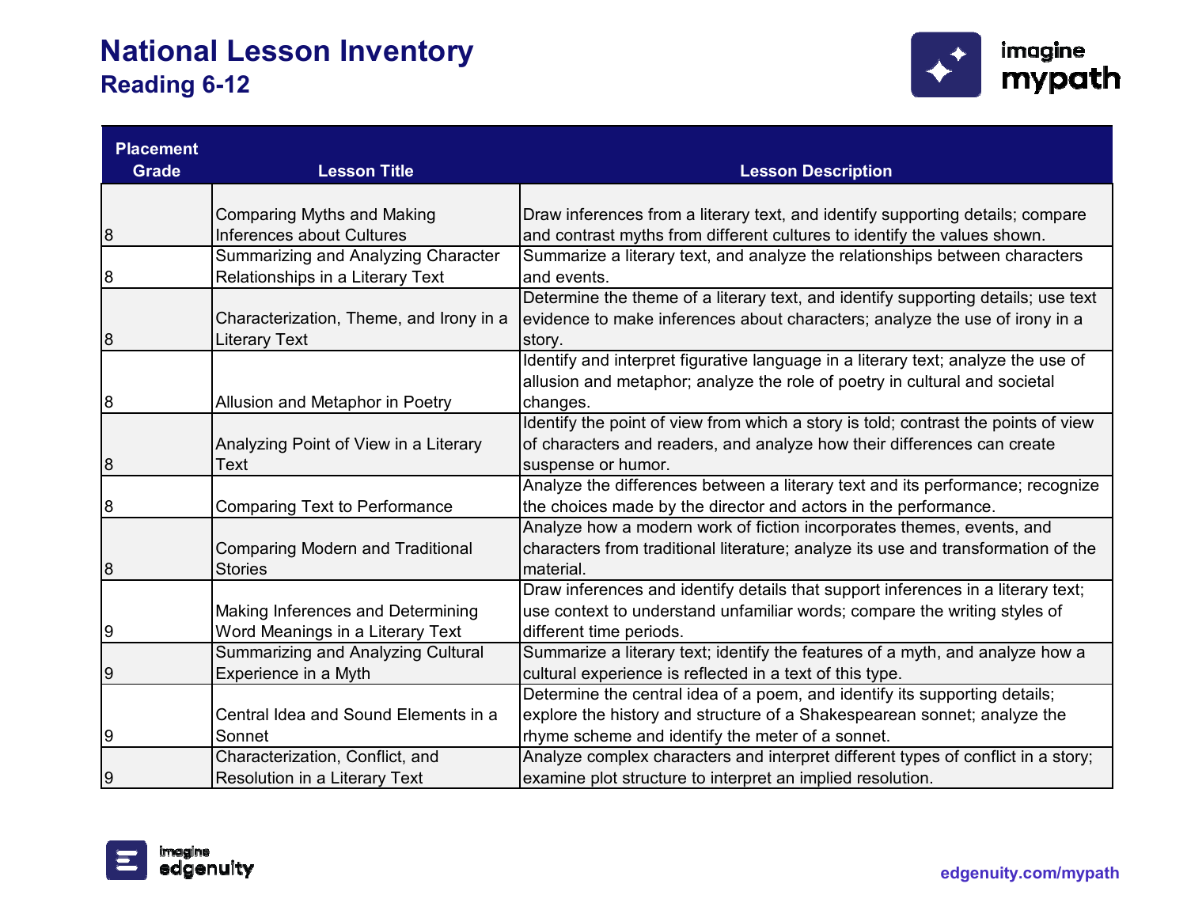# National Lesson Inventory

## Reading 6-12

| Placement Grade | Lesson Title | Lesson Description |
| --- | --- | --- |
| 8 | Comparing Myths and Making Inferences about Cultures | Draw inferences from a literary text, and identify supporting details; compare and contrast myths from different cultures to identify the values shown. |
| 8 | Summarizing and Analyzing Character Relationships in a Literary Text | Summarize a literary text, and analyze the relationships between characters and events. |
| 8 | Characterization, Theme, and Irony in a Literary Text | Determine the theme of a literary text, and identify supporting details; use text evidence to make inferences about characters; analyze the use of irony in a story. |
| 8 | Allusion and Metaphor in Poetry | Identify and interpret figurative language in a literary text; analyze the use of allusion and metaphor; analyze the role of poetry in cultural and societal changes. |
| 8 | Analyzing Point of View in a Literary Text | Identify the point of view from which a story is told; contrast the points of view of characters and readers, and analyze how their differences can create suspense or humor. |
| 8 | Comparing Text to Performance | Analyze the differences between a literary text and its performance; recognize the choices made by the director and actors in the performance. |
| 8 | Comparing Modern and Traditional Stories | Analyze how a modern work of fiction incorporates themes, events, and characters from traditional literature; analyze its use and transformation of the material. |
| 9 | Making Inferences and Determining Word Meanings in a Literary Text | Draw inferences and identify details that support inferences in a literary text; use context to understand unfamiliar words; compare the writing styles of different time periods. |
| 9 | Summarizing and Analyzing Cultural Experience in a Myth | Summarize a literary text; identify the features of a myth, and analyze how a cultural experience is reflected in a text of this type. |
| 9 | Central Idea and Sound Elements in a Sonnet | Determine the central idea of a poem, and identify its supporting details; explore the history and structure of a Shakespearean sonnet; analyze the rhyme scheme and identify the meter of a sonnet. |
| 9 | Characterization, Conflict, and Resolution in a Literary Text | Analyze complex characters and interpret different types of conflict in a story; examine plot structure to interpret an implied resolution. |

edgenuity.com/mypath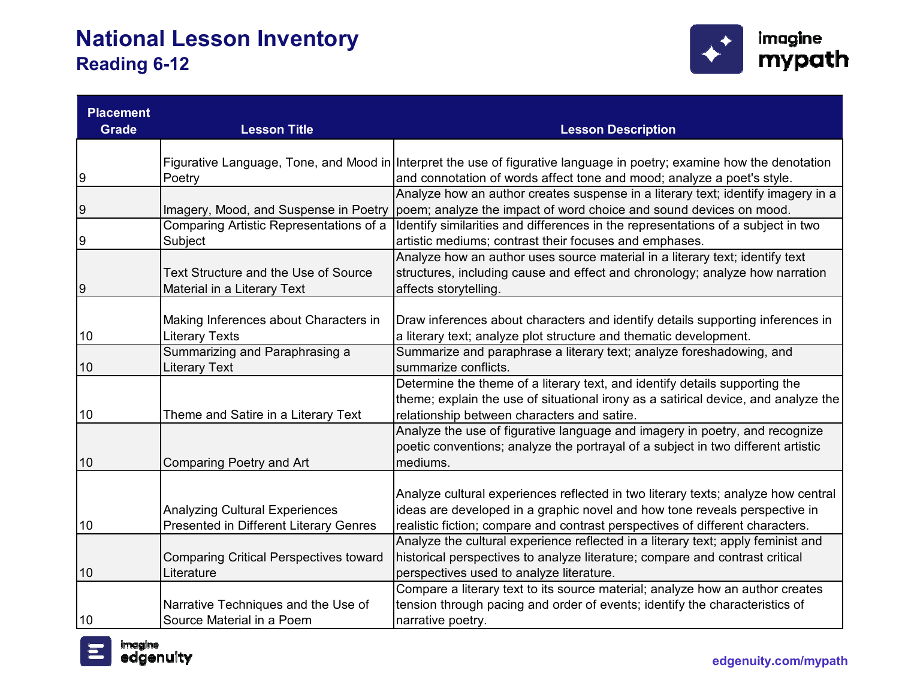# National Lesson Inventory

## Reading 6-12

| Placement Grade | Lesson Title | Lesson Description |
|---|---|---|
| 9 | Figurative Language, Tone, and Mood in Poetry | Interpret the use of figurative language in poetry; examine how the denotation and connotation of words affect tone and mood; analyze a poet's style. |
| 9 | Imagery, Mood, and Suspense in Poetry | Analyze how an author creates suspense in a literary text; identify imagery in a poem; analyze the impact of word choice and sound devices on mood. |
| 9 | Comparing Artistic Representations of a Subject | Identify similarities and differences in the representations of a subject in two artistic mediums; contrast their focuses and emphases. |
| 9 | Text Structure and the Use of Source Material in a Literary Text | Analyze how an author uses source material in a literary text; identify text structures, including cause and effect and chronology; analyze how narration affects storytelling. |
| 10 | Making Inferences about Characters in Literary Texts | Draw inferences about characters and identify details supporting inferences in a literary text; analyze plot structure and thematic development. |
| 10 | Summarizing and Paraphrasing a Literary Text | Summarize and paraphrase a literary text; analyze foreshadowing, and summarize conflicts. |
| 10 | Theme and Satire in a Literary Text | Determine the theme of a literary text, and identify details supporting the theme; explain the use of situational irony as a satirical device, and analyze the relationship between characters and satire. |
| 10 | Comparing Poetry and Art | Analyze the use of figurative language and imagery in poetry, and recognize poetic conventions; analyze the portrayal of a subject in two different artistic mediums. |
| 10 | Analyzing Cultural Experiences Presented in Different Literary Genres | Analyze cultural experiences reflected in two literary texts; analyze how central ideas are developed in a graphic novel and how tone reveals perspective in realistic fiction; compare and contrast perspectives of different characters. |
| 10 | Comparing Critical Perspectives toward Literature | Analyze the cultural experience reflected in a literary text; apply feminist and historical perspectives to analyze literature; compare and contrast critical perspectives used to analyze literature. |
| 10 | Narrative Techniques and the Use of Source Material in a Poem | Compare a literary text to its source material; analyze how an author creates tension through pacing and order of events; identify the characteristics of narrative poetry. |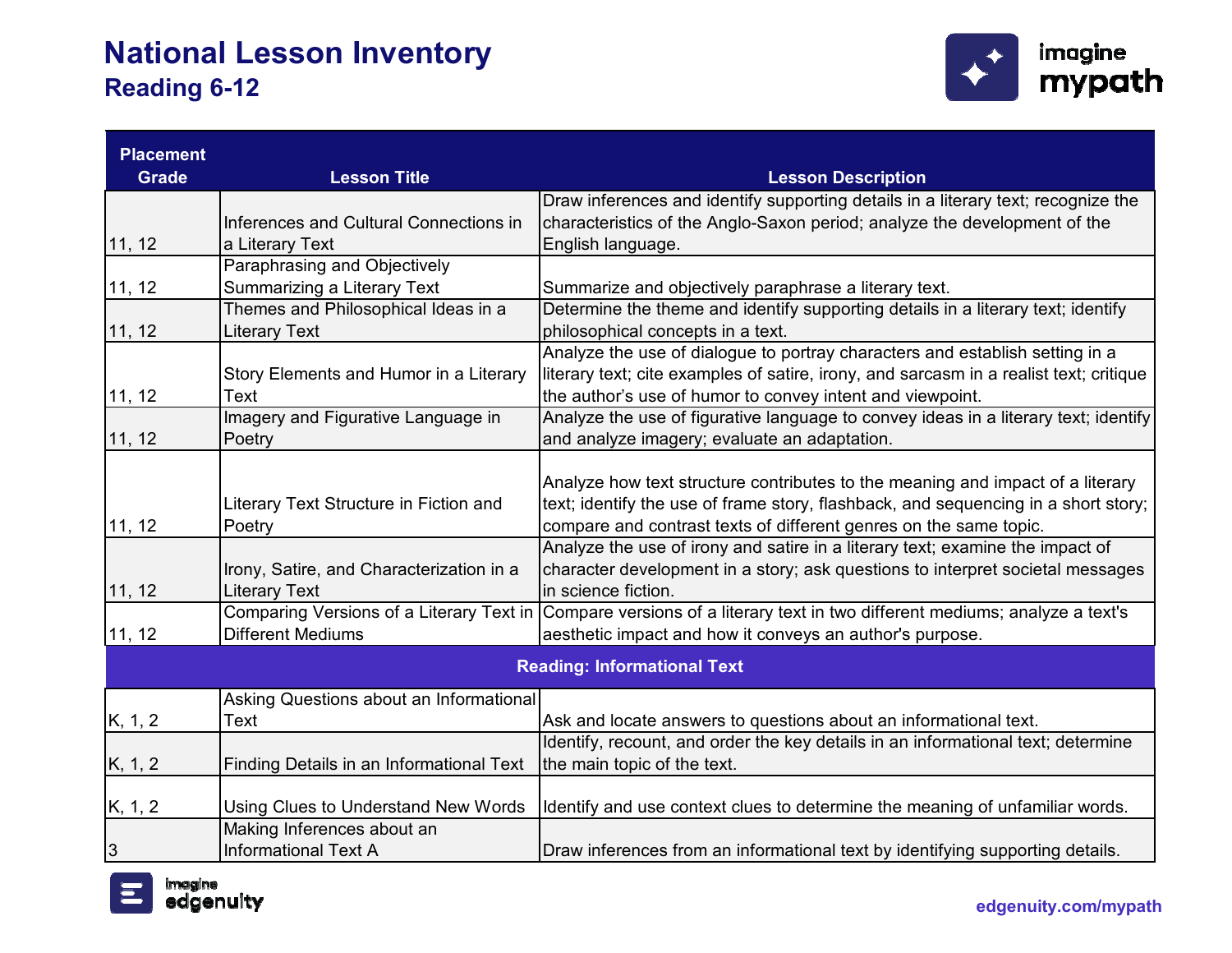# National Lesson Inventory
## Reading 6-12

| Placement Grade | Lesson Title | Lesson Description |
|---|---|---|
| 11, 12 | Inferences and Cultural Connections in a Literary Text | Draw inferences and identify supporting details in a literary text; recognize the characteristics of the Anglo-Saxon period; analyze the development of the English language. |
| 11, 12 | Paraphrasing and Objectively Summarizing a Literary Text | Summarize and objectively paraphrase a literary text. |
| 11, 12 | Themes and Philosophical Ideas in a Literary Text | Determine the theme and identify supporting details in a literary text; identify philosophical concepts in a text. |
| 11, 12 | Story Elements and Humor in a Literary Text | Analyze the use of dialogue to portray characters and establish setting in a literary text; cite examples of satire, irony, and sarcasm in a realist text; critique the author's use of humor to convey intent and viewpoint. |
| 11, 12 | Imagery and Figurative Language in Poetry | Analyze the use of figurative language to convey ideas in a literary text; identify and analyze imagery; evaluate an adaptation. |
| 11, 12 | Literary Text Structure in Fiction and Poetry | Analyze how text structure contributes to the meaning and impact of a literary text; identify the use of frame story, flashback, and sequencing in a short story; compare and contrast texts of different genres on the same topic. |
| 11, 12 | Irony, Satire, and Characterization in a Literary Text | Analyze the use of irony and satire in a literary text; examine the impact of character development in a story; ask questions to interpret societal messages in science fiction. |
| 11, 12 | Comparing Versions of a Literary Text in Different Mediums | Compare versions of a literary text in two different mediums; analyze a text's aesthetic impact and how it conveys an author's purpose. |
| **Reading: Informational Text** | | |
| K, 1, 2 | Asking Questions about an Informational Text | Ask and locate answers to questions about an informational text. |
| K, 1, 2 | Finding Details in an Informational Text | Identify, recount, and order the key details in an informational text; determine the main topic of the text. |
| K, 1, 2 | Using Clues to Understand New Words | Identify and use context clues to determine the meaning of unfamiliar words. |
| 3 | Making Inferences about an Informational Text A | Draw inferences from an informational text by identifying supporting details. |

edgenuity.com/mypath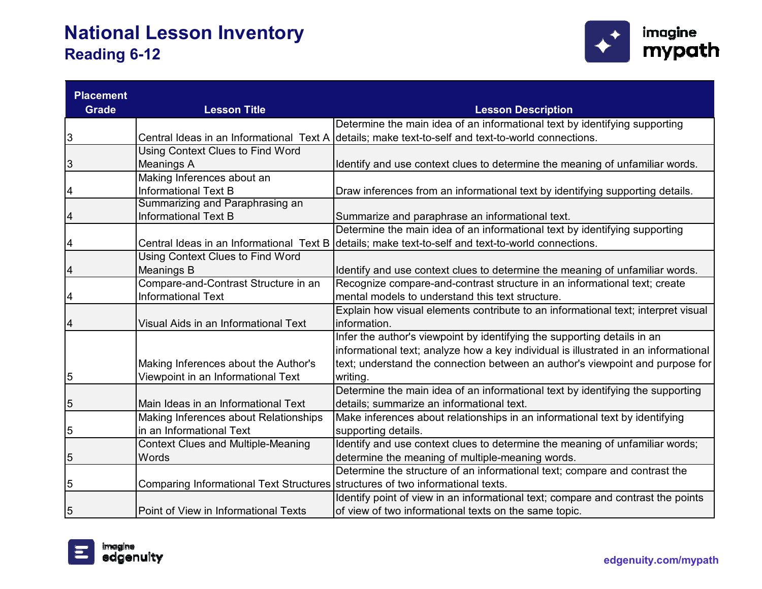# National Lesson Inventory
## Reading 6-12

| Placement Grade | Lesson Title | Lesson Description |
|---|---|---|
| 3 | Central Ideas in an Informational Text A | Determine the main idea of an informational text by identifying supporting details; make text-to-self and text-to-world connections. |
| 3 | Using Context Clues to Find Word Meanings A | Identify and use context clues to determine the meaning of unfamiliar words. |
| 4 | Making Inferences about an Informational Text B | Draw inferences from an informational text by identifying supporting details. |
| 4 | Summarizing and Paraphrasing an Informational Text B | Summarize and paraphrase an informational text. |
| 4 | Central Ideas in an Informational Text B | Determine the main idea of an informational text by identifying supporting details; make text-to-self and text-to-world connections. |
| 4 | Using Context Clues to Find Word Meanings B | Identify and use context clues to determine the meaning of unfamiliar words. |
| 4 | Compare-and-Contrast Structure in an Informational Text | Recognize compare-and-contrast structure in an informational text; create mental models to understand this text structure. |
| 4 | Visual Aids in an Informational Text | Explain how visual elements contribute to an informational text; interpret visual information. |
| 5 | Making Inferences about the Author's Viewpoint in an Informational Text | Infer the author's viewpoint by identifying the supporting details in an informational text; analyze how a key individual is illustrated in an informational text; understand the connection between an author's viewpoint and purpose for writing. |
| 5 | Main Ideas in an Informational Text | Determine the main idea of an informational text by identifying the supporting details; summarize an informational text. |
| 5 | Making Inferences about Relationships in an Informational Text | Make inferences about relationships in an informational text by identifying supporting details. |
| 5 | Context Clues and Multiple-Meaning Words | Identify and use context clues to determine the meaning of unfamiliar words; determine the meaning of multiple-meaning words. |
| 5 | Comparing Informational Text Structures | Determine the structure of an informational text; compare and contrast the structures of two informational texts. |
| 5 | Point of View in Informational Texts | Identify point of view in an informational text; compare and contrast the points of view of two informational texts on the same topic. |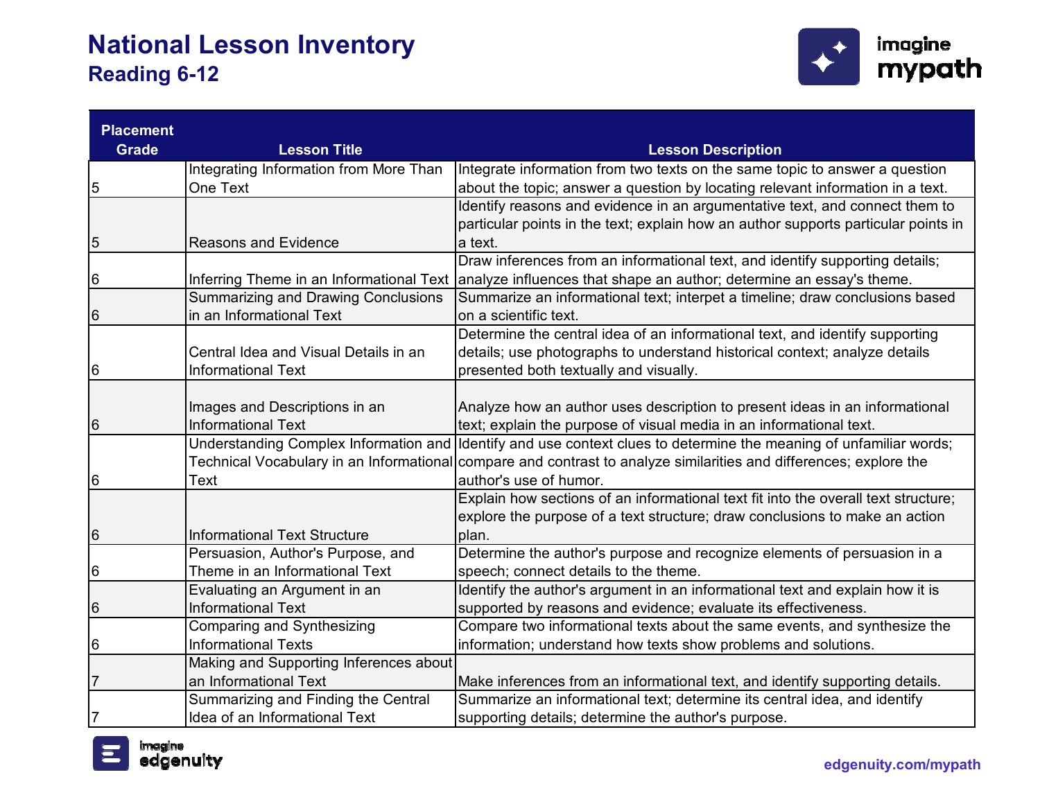# National Lesson Inventory
## Reading 6-12

| Placement Grade | Lesson Title | Lesson Description |
|---|---|---|
| 5 | Integrating Information from More Than One Text | Integrate information from two texts on the same topic to answer a question about the topic; answer a question by locating relevant information in a text. |
| 5 | Reasons and Evidence | Identify reasons and evidence in an argumentative text, and connect them to particular points in the text; explain how an author supports particular points in a text. |
| 6 | Inferring Theme in an Informational Text | Draw inferences from an informational text, and identify supporting details; analyze influences that shape an author; determine an essay's theme. |
| 6 | Summarizing and Drawing Conclusions in an Informational Text | Summarize an informational text; interpet a timeline; draw conclusions based on a scientific text. |
| 6 | Central Idea and Visual Details in an Informational Text | Determine the central idea of an informational text, and identify supporting details; use photographs to understand historical context; analyze details presented both textually and visually. |
| 6 | Images and Descriptions in an Informational Text | Analyze how an author uses description to present ideas in an informational text; explain the purpose of visual media in an informational text. |
| 6 | Understanding Complex Information and Technical Vocabulary in an Informational Text | Identify and use context clues to determine the meaning of unfamiliar words; compare and contrast to analyze similarities and differences; explore the author's use of humor. |
| 6 | Informational Text Structure | Explain how sections of an informational text fit into the overall text structure; explore the purpose of a text structure; draw conclusions to make an action plan. |
| 6 | Persuasion, Author's Purpose, and Theme in an Informational Text | Determine the author's purpose and recognize elements of persuasion in a speech; connect details to the theme. |
| 6 | Evaluating an Argument in an Informational Text | Identify the author's argument in an informational text and explain how it is supported by reasons and evidence; evaluate its effectiveness. |
| 6 | Comparing and Synthesizing Informational Texts | Compare two informational texts about the same events, and synthesize the information; understand how texts show problems and solutions. |
| 7 | Making and Supporting Inferences about an Informational Text | Make inferences from an informational text, and identify supporting details. |
| 7 | Summarizing and Finding the Central Idea of an Informational Text | Summarize an informational text; determine its central idea, and identify supporting details; determine the author's purpose. |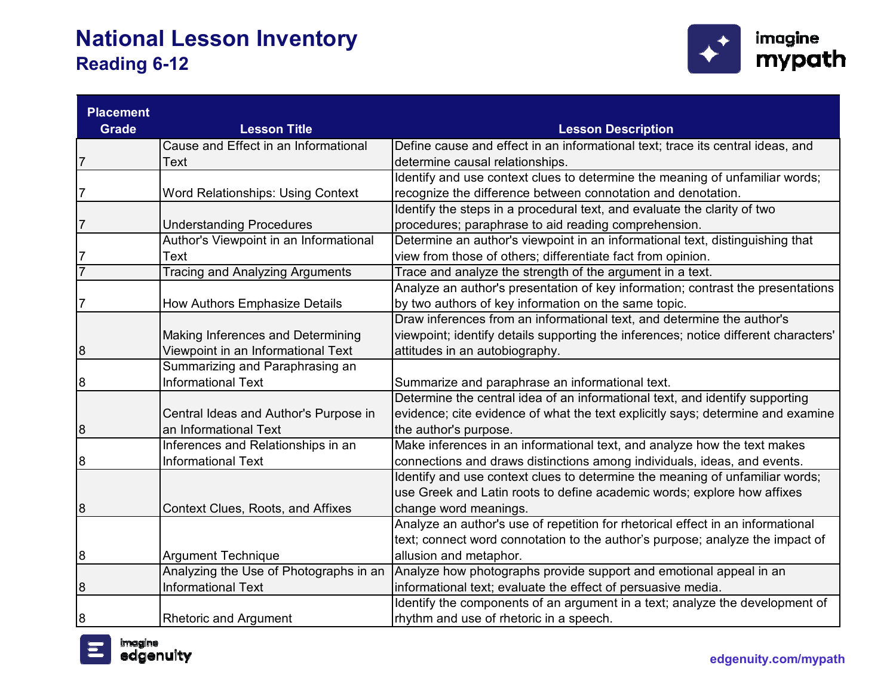# National Lesson Inventory
## Reading 6-12

| Placement Grade | Lesson Title | Lesson Description |
|---|---|---|
| 7 | Cause and Effect in an Informational Text | Define cause and effect in an informational text; trace its central ideas, and determine causal relationships. |
| 7 | Word Relationships: Using Context | Identify and use context clues to determine the meaning of unfamiliar words; recognize the difference between connotation and denotation. |
| 7 | Understanding Procedures | Identify the steps in a procedural text, and evaluate the clarity of two procedures; paraphrase to aid reading comprehension. |
| 7 | Author's Viewpoint in an Informational Text | Determine an author's viewpoint in an informational text, distinguishing that view from those of others; differentiate fact from opinion. |
| 7 | Tracing and Analyzing Arguments | Trace and analyze the strength of the argument in a text. |
| 7 | How Authors Emphasize Details | Analyze an author's presentation of key information; contrast the presentations by two authors of key information on the same topic. |
| 8 | Making Inferences and Determining Viewpoint in an Informational Text | Draw inferences from an informational text, and determine the author's viewpoint; identify details supporting the inferences; notice different characters' attitudes in an autobiography. |
| 8 | Summarizing and Paraphrasing an Informational Text | Summarize and paraphrase an informational text. |
| 8 | Central Ideas and Author's Purpose in an Informational Text | Determine the central idea of an informational text, and identify supporting evidence; cite evidence of what the text explicitly says; determine and examine the author's purpose. |
| 8 | Inferences and Relationships in an Informational Text | Make inferences in an informational text, and analyze how the text makes connections and draws distinctions among individuals, ideas, and events. |
| 8 | Context Clues, Roots, and Affixes | Identify and use context clues to determine the meaning of unfamiliar words; use Greek and Latin roots to define academic words; explore how affixes change word meanings. |
| 8 | Argument Technique | Analyze an author's use of repetition for rhetorical effect in an informational text; connect word connotation to the author's purpose; analyze the impact of allusion and metaphor. |
| 8 | Analyzing the Use of Photographs in an Informational Text | Analyze how photographs provide support and emotional appeal in an informational text; evaluate the effect of persuasive media. |
| 8 | Rhetoric and Argument | Identify the components of an argument in a text; analyze the development of rhythm and use of rhetoric in a speech. |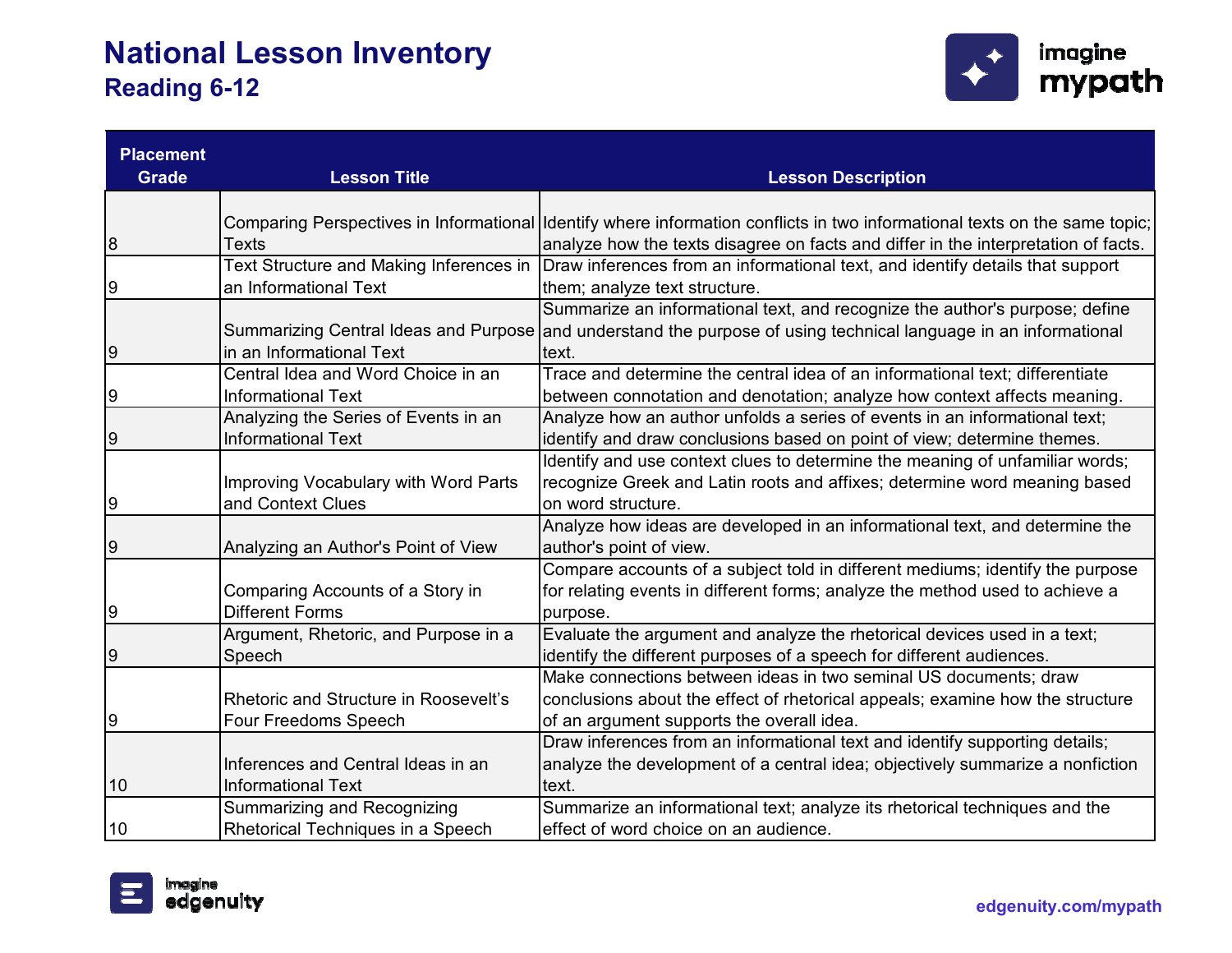# National Lesson Inventory
## Reading 6-12

| Placement Grade | Lesson Title | Lesson Description |
|---|---|---|
| 8 | Comparing Perspectives in Informational Texts | Identify where information conflicts in two informational texts on the same topic; analyze how the texts disagree on facts and differ in the interpretation of facts. |
| 9 | Text Structure and Making Inferences in an Informational Text | Draw inferences from an informational text, and identify details that support them; analyze text structure. |
| 9 | Summarizing Central Ideas and Purpose in an Informational Text | Summarize an informational text, and recognize the author's purpose; define and understand the purpose of using technical language in an informational text. |
| 9 | Central Idea and Word Choice in an Informational Text | Trace and determine the central idea of an informational text; differentiate between connotation and denotation; analyze how context affects meaning. |
| 9 | Analyzing the Series of Events in an Informational Text | Analyze how an author unfolds a series of events in an informational text; identify and draw conclusions based on point of view; determine themes. |
| 9 | Improving Vocabulary with Word Parts and Context Clues | Identify and use context clues to determine the meaning of unfamiliar words; recognize Greek and Latin roots and affixes; determine word meaning based on word structure. |
| 9 | Analyzing an Author's Point of View | Analyze how ideas are developed in an informational text, and determine the author's point of view. |
| 9 | Comparing Accounts of a Story in Different Forms | Compare accounts of a subject told in different mediums; identify the purpose for relating events in different forms; analyze the method used to achieve a purpose. |
| 9 | Argument, Rhetoric, and Purpose in a Speech | Evaluate the argument and analyze the rhetorical devices used in a text; identify the different purposes of a speech for different audiences. |
| 9 | Rhetoric and Structure in Roosevelt's Four Freedoms Speech | Make connections between ideas in two seminal US documents; draw conclusions about the effect of rhetorical appeals; examine how the structure of an argument supports the overall idea. |
| 10 | Inferences and Central Ideas in an Informational Text | Draw inferences from an informational text and identify supporting details; analyze the development of a central idea; objectively summarize a nonfiction text. |
| 10 | Summarizing and Recognizing Rhetorical Techniques in a Speech | Summarize an informational text; analyze its rhetorical techniques and the effect of word choice on an audience. |

edgenuity.com/mypath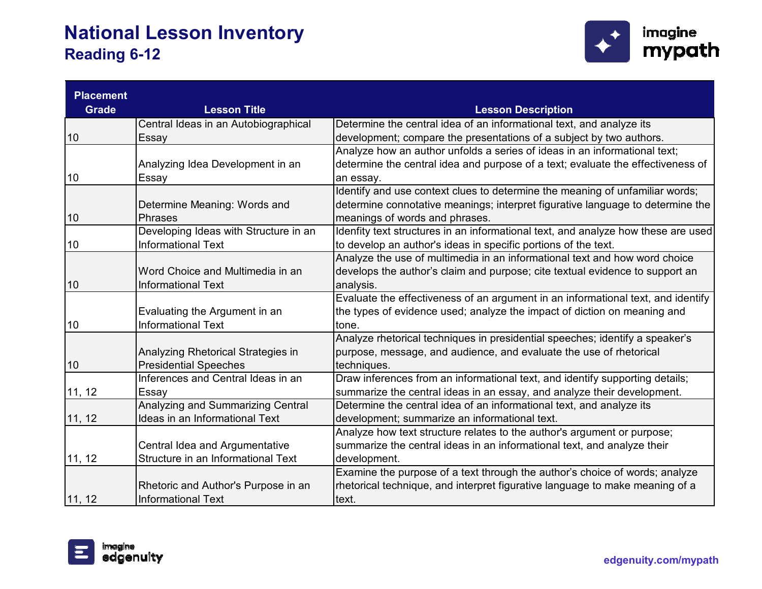# National Lesson Inventory
## Reading 6-12

| Placement Grade | Lesson Title | Lesson Description |
|---|---|---|
| 10 | Central Ideas in an Autobiographical Essay | Determine the central idea of an informational text, and analyze its development; compare the presentations of a subject by two authors. |
| 10 | Analyzing Idea Development in an Essay | Analyze how an author unfolds a series of ideas in an informational text; determine the central idea and purpose of a text; evaluate the effectiveness of an essay. |
| 10 | Determine Meaning: Words and Phrases | Identify and use context clues to determine the meaning of unfamiliar words; determine connotative meanings; interpret figurative language to determine the meanings of words and phrases. |
| 10 | Developing Ideas with Structure in an Informational Text | Idenfity text structures in an informational text, and analyze how these are used to develop an author's ideas in specific portions of the text. |
| 10 | Word Choice and Multimedia in an Informational Text | Analyze the use of multimedia in an informational text and how word choice develops the author's claim and purpose; cite textual evidence to support an analysis. |
| 10 | Evaluating the Argument in an Informational Text | Evaluate the effectiveness of an argument in an informational text, and identify the types of evidence used; analyze the impact of diction on meaning and tone. |
| 10 | Analyzing Rhetorical Strategies in Presidential Speeches | Analyze rhetorical techniques in presidential speeches; identify a speaker's purpose, message, and audience, and evaluate the use of rhetorical techniques. |
| 11, 12 | Inferences and Central Ideas in an Essay | Draw inferences from an informational text, and identify supporting details; summarize the central ideas in an essay, and analyze their development. |
| 11, 12 | Analyzing and Summarizing Central Ideas in an Informational Text | Determine the central idea of an informational text, and analyze its development; summarize an informational text. |
| 11, 12 | Central Idea and Argumentative Structure in an Informational Text | Analyze how text structure relates to the author's argument or purpose; summarize the central ideas in an informational text, and analyze their development. |
| 11, 12 | Rhetoric and Author's Purpose in an Informational Text | Examine the purpose of a text through the author's choice of words; analyze rhetorical technique, and interpret figurative language to make meaning of a text. |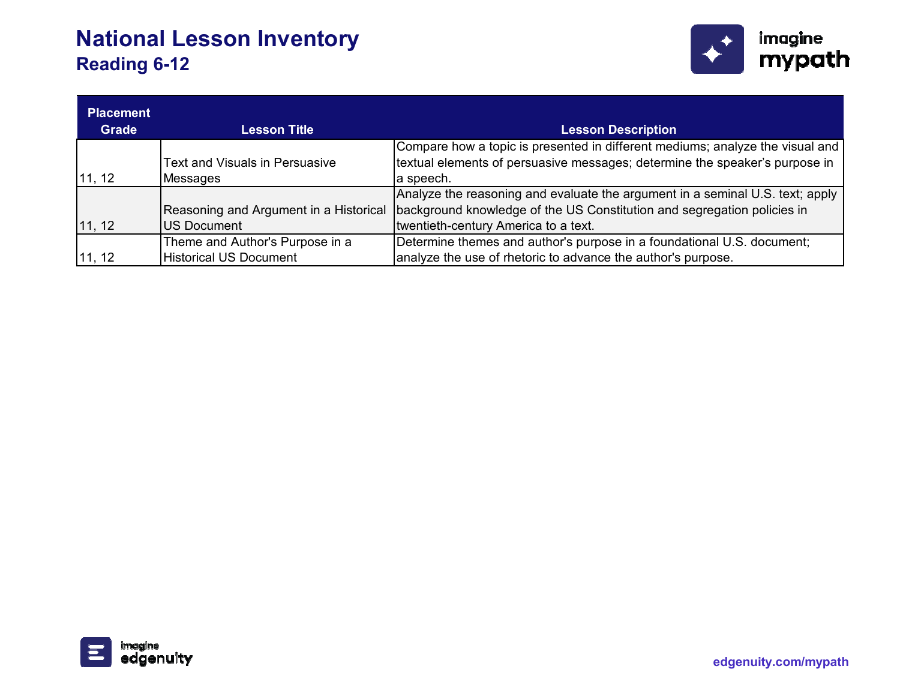# National Lesson Inventory
## Reading 6-12

| Placement Grade | Lesson Title | Lesson Description |
|---|---|---|
| 11, 12 | Text and Visuals in Persuasive Messages | Compare how a topic is presented in different mediums; analyze the visual and textual elements of persuasive messages; determine the speaker's purpose in a speech. |
| 11, 12 | Reasoning and Argument in a Historical US Document | Analyze the reasoning and evaluate the argument in a seminal U.S. text; apply background knowledge of the US Constitution and segregation policies in twentieth-century America to a text. |
| 11, 12 | Theme and Author's Purpose in a Historical US Document | Determine themes and author's purpose in a foundational U.S. document; analyze the use of rhetoric to advance the author's purpose. |